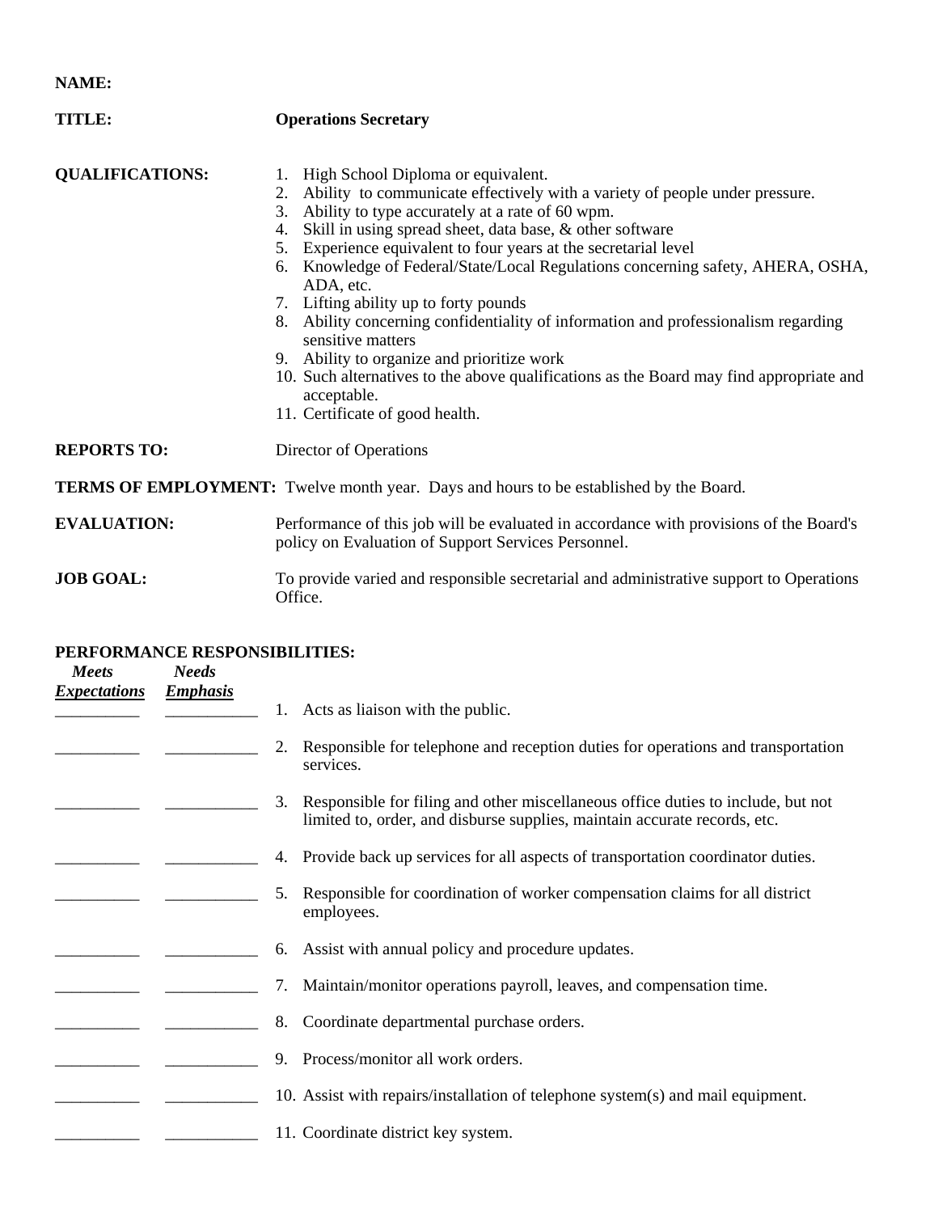**NAME:**

**TITLE:** **Operations Secretary**

**QUALIFICATIONS:**

1. High School Diploma or equivalent.
2. Ability to communicate effectively with a variety of people under pressure.
3. Ability to type accurately at a rate of 60 wpm.
4. Skill in using spread sheet, data base, & other software
5. Experience equivalent to four years at the secretarial level
6. Knowledge of Federal/State/Local Regulations concerning safety, AHERA, OSHA, ADA, etc.
7. Lifting ability up to forty pounds
8. Ability concerning confidentiality of information and professionalism regarding sensitive matters
9. Ability to organize and prioritize work
10. Such alternatives to the above qualifications as the Board may find appropriate and acceptable.
11. Certificate of good health.

**REPORTS TO:** Director of Operations

**TERMS OF EMPLOYMENT:** Twelve month year. Days and hours to be established by the Board.

**EVALUATION:** Performance of this job will be evaluated in accordance with provisions of the Board's policy on Evaluation of Support Services Personnel.

**JOB GOAL:** To provide varied and responsible secretarial and administrative support to Operations Office.

**PERFORMANCE RESPONSIBILITIES:**

| ***Meets Expectations*** | ***Needs Emphasis*** | |
|---|---|---|
| __________ | ___________ | 1. Acts as liaison with the public. |
| __________ | ___________ | 2. Responsible for telephone and reception duties for operations and transportation services. |
| __________ | ___________ | 3. Responsible for filing and other miscellaneous office duties to include, but not limited to, order, and disburse supplies, maintain accurate records, etc. |
| __________ | ___________ | 4. Provide back up services for all aspects of transportation coordinator duties. |
| __________ | ___________ | 5. Responsible for coordination of worker compensation claims for all district employees. |
| __________ | ___________ | 6. Assist with annual policy and procedure updates. |
| __________ | ___________ | 7. Maintain/monitor operations payroll, leaves, and compensation time. |
| __________ | ___________ | 8. Coordinate departmental purchase orders. |
| __________ | ___________ | 9. Process/monitor all work orders. |
| __________ | ___________ | 10. Assist with repairs/installation of telephone system(s) and mail equipment. |
| __________ | ___________ | 11. Coordinate district key system. |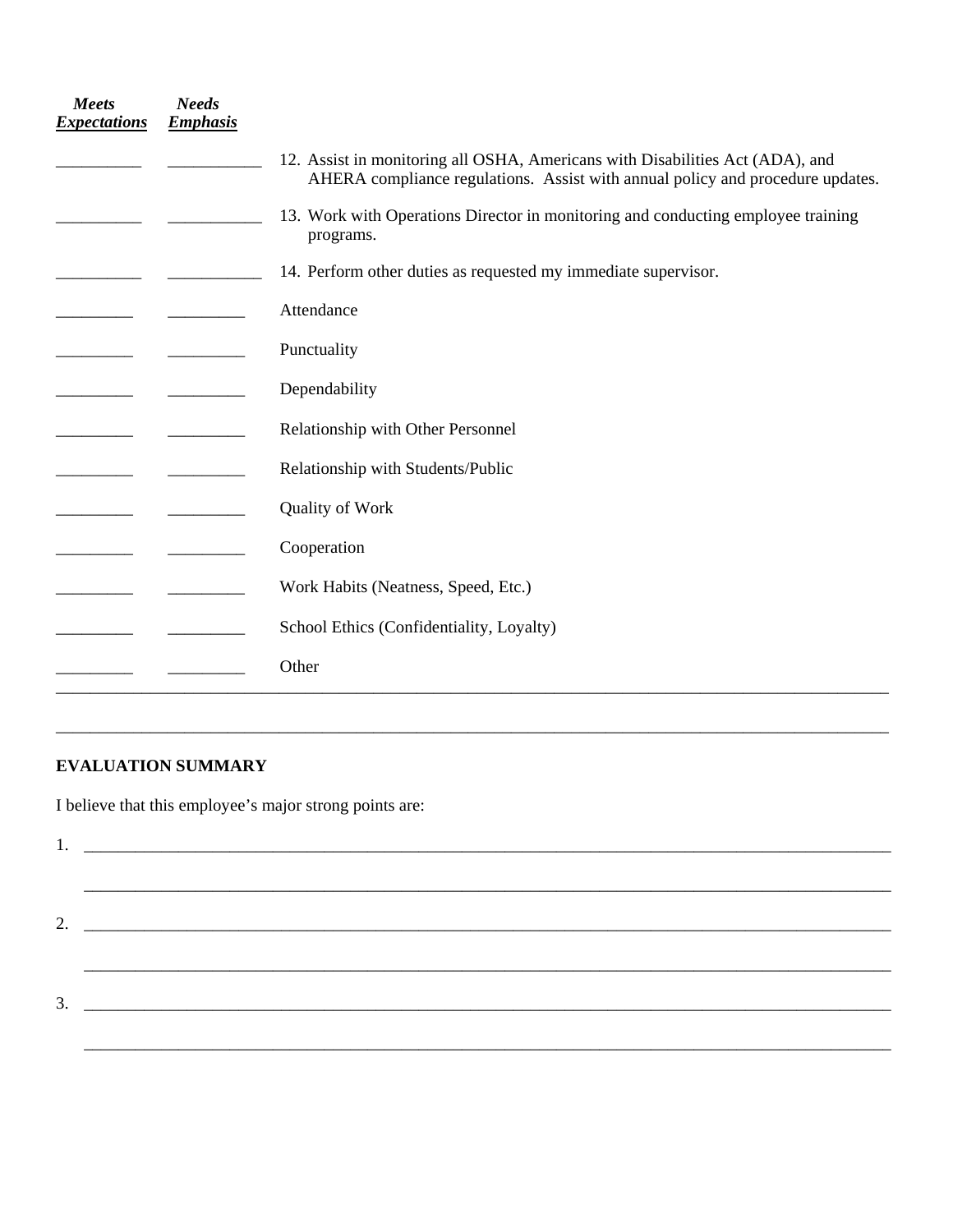| *Meets Expectations* | *Needs Emphasis* | |
|---|---|---|
| __________ | __________ | 12. Assist in monitoring all OSHA, Americans with Disabilities Act (ADA), and AHERA compliance regulations. Assist with annual policy and procedure updates. |
| __________ | __________ | 13. Work with Operations Director in monitoring and conducting employee training programs. |
| __________ | __________ | 14. Perform other duties as requested my immediate supervisor. |
| _________ | _________ | Attendance |
| _________ | _________ | Punctuality |
| _________ | _________ | Dependability |
| _________ | _________ | Relationship with Other Personnel |
| _________ | _________ | Relationship with Students/Public |
| _________ | _________ | Quality of Work |
| _________ | _________ | Cooperation |
| _________ | _________ | Work Habits (Neatness, Speed, Etc.) |
| _________ | _________ | School Ethics (Confidentiality, Loyalty) |
| _________ | _________ | Other |

______________________________________________________________________________________

______________________________________________________________________________________

**EVALUATION SUMMARY**

I believe that this employee's major strong points are:

1. ____________________________________________________________________________________

   ____________________________________________________________________________________

2. ____________________________________________________________________________________

   ____________________________________________________________________________________

3. ____________________________________________________________________________________

   ____________________________________________________________________________________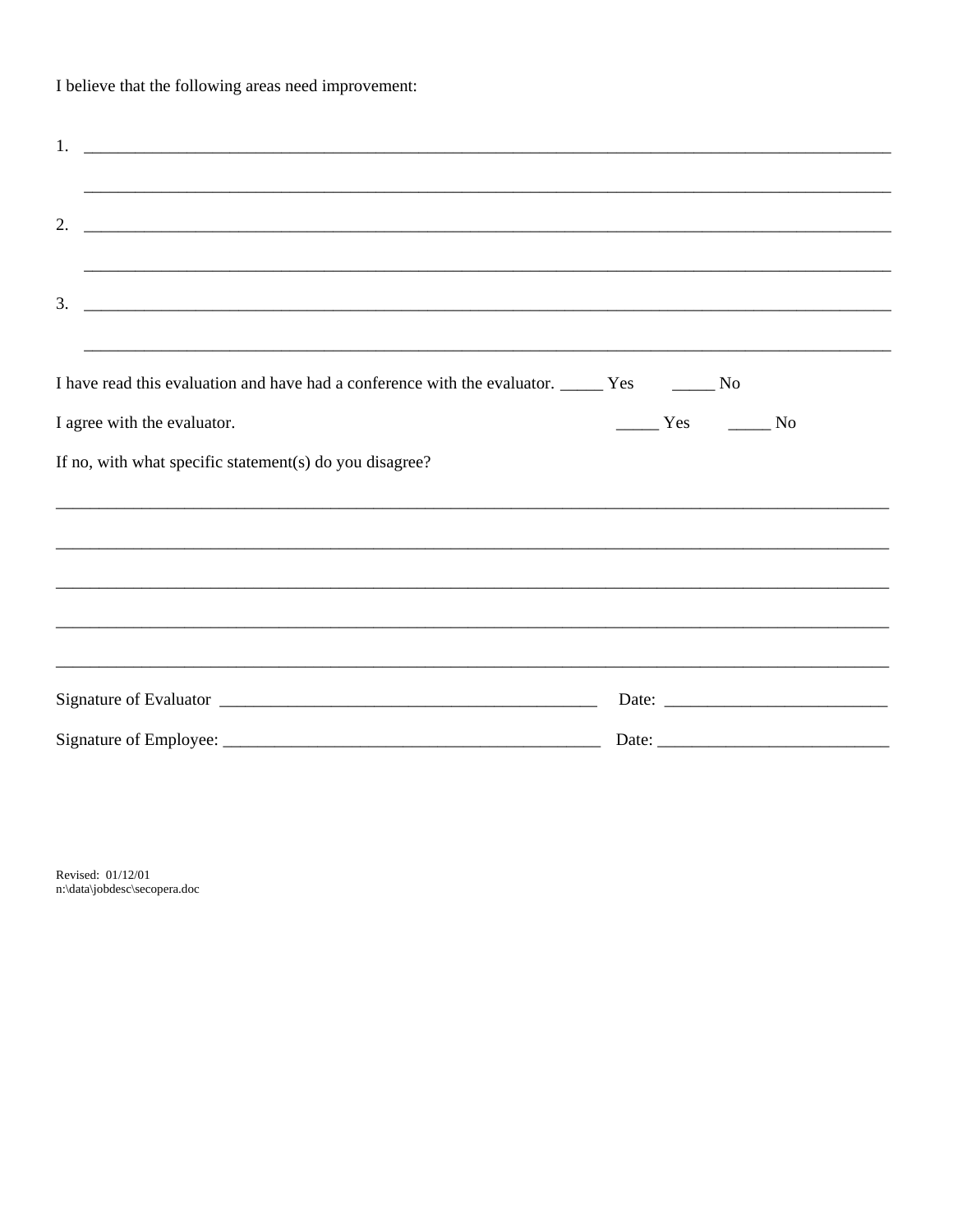I believe that the following areas need improvement:

1. ______________________________________________________________________________

   ______________________________________________________________________________

2. ______________________________________________________________________________

   ______________________________________________________________________________

3. ______________________________________________________________________________

   ______________________________________________________________________________

I have read this evaluation and have had a conference with the evaluator. _____ Yes _____ No

I agree with the evaluator. _____ Yes _____ No

If no, with what specific statement(s) do you disagree?

_________________________________________________________________________________

_________________________________________________________________________________

_________________________________________________________________________________

_________________________________________________________________________________

_________________________________________________________________________________

Signature of Evaluator _____________________________________________ Date: _________________________

Signature of Employee: _____________________________________________ Date: _________________________

Revised: 01/12/01
n:\data\jobdesc\secopera.doc